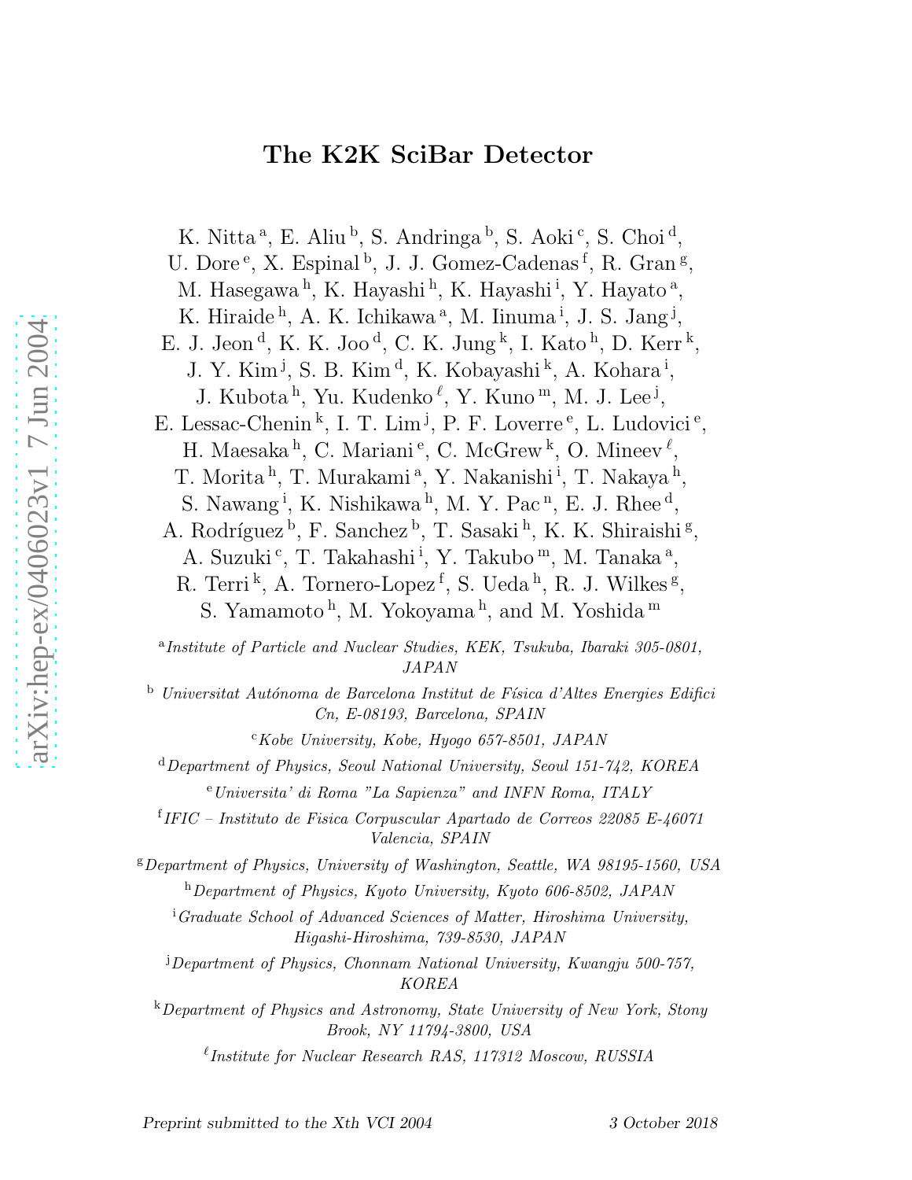# The K2K SciBar Detector

K. Nitta [a], E. Aliu [b], S. Andringa [b], S. Aoki [c], S. Choi [d], U. Dore [e], X. Espinal [b], J. J. Gomez-Cadenas [f], R. Gran [g], M. Hasegawa [h], K. Hayashi [h], K. Hayashi [i], Y. Hayato [a], K. Hiraide [h], A. K. Ichikawa [a], M. Iinuma [i], J. S. Jang [j], E. J. Jeon [d], K. K. Joo [d], C. K. Jung [k], I. Kato [h], D. Kerr [k], J. Y. Kim [j], S. B. Kim [d], K. Kobayashi [k], A. Kohara [i], J. Kubota [h], Yu. Kudenko [ℓ], Y. Kuno [m], M. J. Lee [j], E. Lessac-Chenin [k], I. T. Lim [j], P. F. Loverre [e], L. Ludovici [e], H. Maesaka [h], C. Mariani [e], C. McGrew [k], O. Mineev [ℓ], T. Morita [h], T. Murakami [a], Y. Nakanishi [i], T. Nakaya [h], S. Nawang [i], K. Nishikawa [h], M. Y. Pac [n], E. J. Rhee [d], A. Rodríguez [b], F. Sanchez [b], T. Sasaki [h], K. K. Shiraishi [g], A. Suzuki [c], T. Takahashi [i], Y. Takubo [m], M. Tanaka [a], R. Terri [k], A. Tornero-Lopez [f], S. Ueda [h], R. J. Wilkes [g], S. Yamamoto [h], M. Yokoyama [h], and M. Yoshida [m]

[a] *Institute of Particle and Nuclear Studies, KEK, Tsukuba, Ibaraki 305-0801, JAPAN*

[b] *Universitat Autónoma de Barcelona Institut de Física d'Altes Energies Edifici Cn, E-08193, Barcelona, SPAIN*

[c] *Kobe University, Kobe, Hyogo 657-8501, JAPAN*

[d] *Department of Physics, Seoul National University, Seoul 151-742, KOREA*

[e] *Universita' di Roma "La Sapienza" and INFN Roma, ITALY*

[f] *IFIC – Instituto de Fisica Corpuscular Apartado de Correos 22085 E-46071 Valencia, SPAIN*

[g] *Department of Physics, University of Washington, Seattle, WA 98195-1560, USA*

[h] *Department of Physics, Kyoto University, Kyoto 606-8502, JAPAN*

[i] *Graduate School of Advanced Sciences of Matter, Hiroshima University, Higashi-Hiroshima, 739-8530, JAPAN*

[j] *Department of Physics, Chonnam National University, Kwangju 500-757, KOREA*

[k] *Department of Physics and Astronomy, State University of New York, Stony Brook, NY 11794-3800, USA*

[ℓ] *Institute for Nuclear Research RAS, 117312 Moscow, RUSSIA*

*Preprint submitted to the Xth VCI 2004* 3 October 2018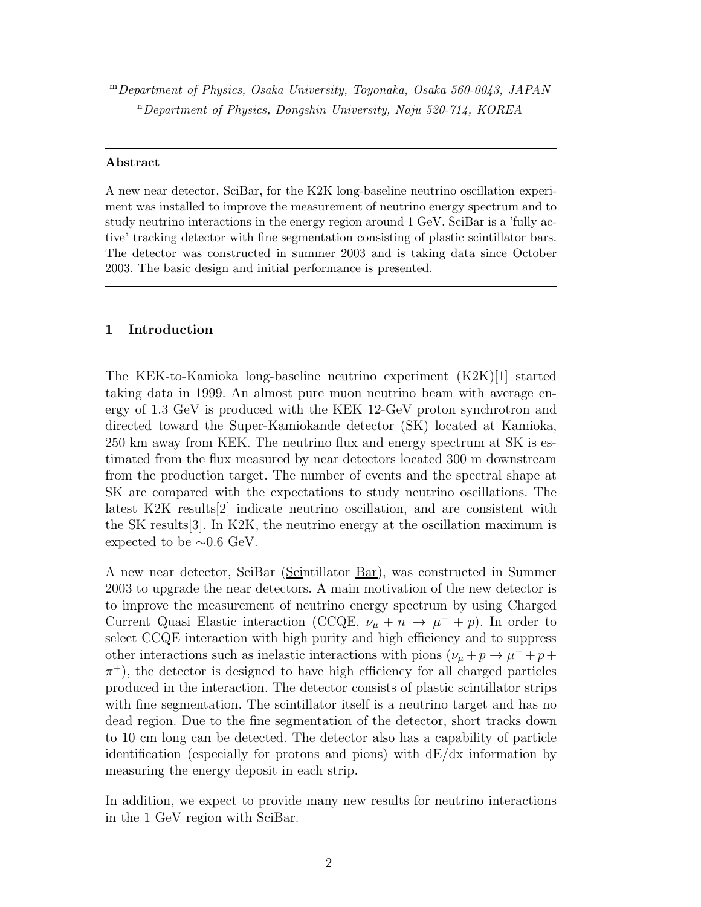[m] *Department of Physics, Osaka University, Toyonaka, Osaka 560-0043, JAPAN*

[n] *Department of Physics, Dongshin University, Naju 520-714, KOREA*

---

**Abstract**

A new near detector, SciBar, for the K2K long-baseline neutrino oscillation experiment was installed to improve the measurement of neutrino energy spectrum and to study neutrino interactions in the energy region around 1 GeV. SciBar is a 'fully active' tracking detector with fine segmentation consisting of plastic scintillator bars. The detector was constructed in summer 2003 and is taking data since October 2003. The basic design and initial performance is presented.

---

## 1 Introduction

The KEK-to-Kamioka long-baseline neutrino experiment (K2K)[1] started taking data in 1999. An almost pure muon neutrino beam with average energy of 1.3 GeV is produced with the KEK 12-GeV proton synchrotron and directed toward the Super-Kamiokande detector (SK) located at Kamioka, 250 km away from KEK. The neutrino flux and energy spectrum at SK is estimated from the flux measured by near detectors located 300 m downstream from the production target. The number of events and the spectral shape at SK are compared with the expectations to study neutrino oscillations. The latest K2K results[2] indicate neutrino oscillation, and are consistent with the SK results[3]. In K2K, the neutrino energy at the oscillation maximum is expected to be $\sim$0.6 GeV.

A new near detector, SciBar (Scintillator Bar), was constructed in Summer 2003 to upgrade the near detectors. A main motivation of the new detector is to improve the measurement of neutrino energy spectrum by using Charged Current Quasi Elastic interaction (CCQE, $\nu_\mu + n \to \mu^- + p$). In order to select CCQE interaction with high purity and high efficiency and to suppress other interactions such as inelastic interactions with pions ($\nu_\mu + p \to \mu^- + p + \pi^+$), the detector is designed to have high efficiency for all charged particles produced in the interaction. The detector consists of plastic scintillator strips with fine segmentation. The scintillator itself is a neutrino target and has no dead region. Due to the fine segmentation of the detector, short tracks down to 10 cm long can be detected. The detector also has a capability of particle identification (especially for protons and pions) with dE/dx information by measuring the energy deposit in each strip.

In addition, we expect to provide many new results for neutrino interactions in the 1 GeV region with SciBar.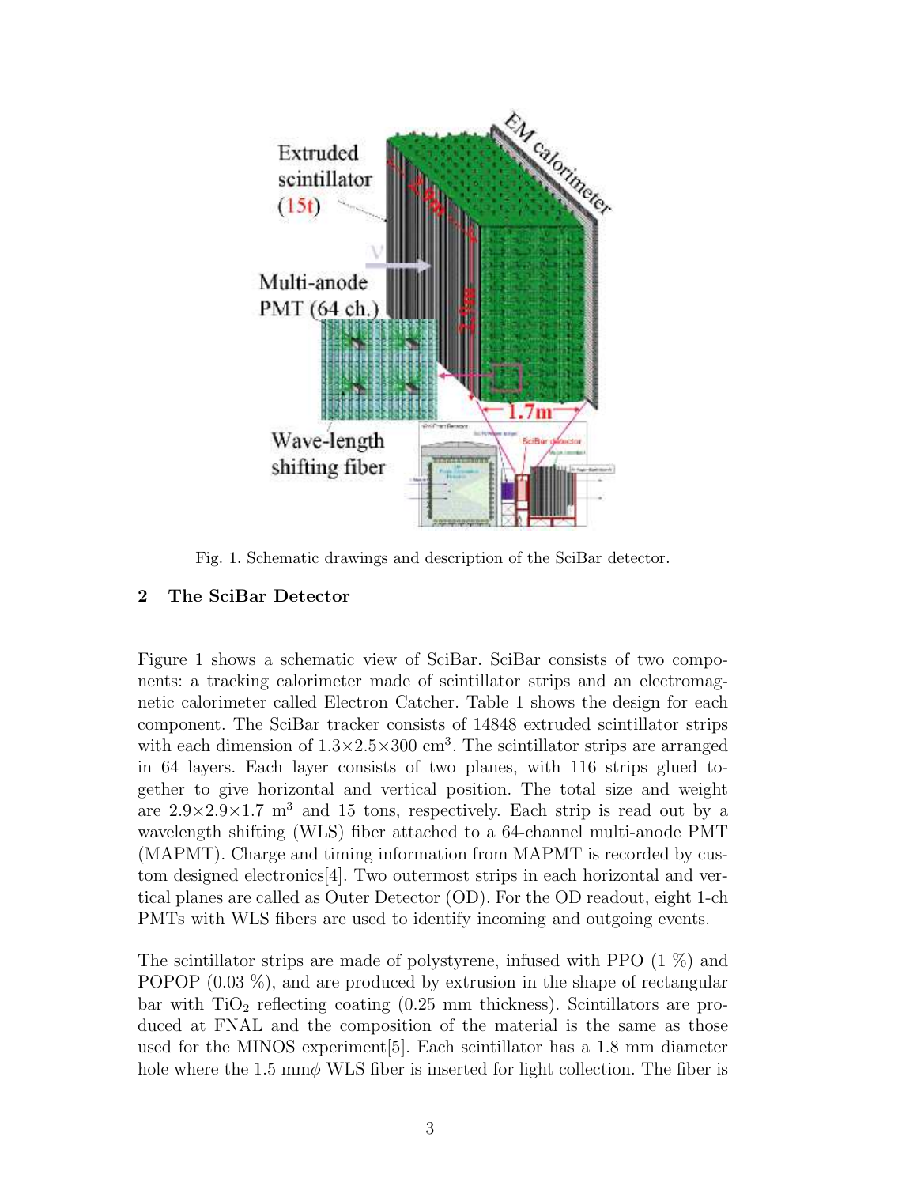Fig. 1. Schematic drawings and description of the SciBar detector.

## 2 The SciBar Detector

Figure 1 shows a schematic view of SciBar. SciBar consists of two components: a tracking calorimeter made of scintillator strips and an electromagnetic calorimeter called Electron Catcher. Table 1 shows the design for each component. The SciBar tracker consists of 14848 extruded scintillator strips with each dimension of $1.3 \times 2.5 \times 300$ cm$^3$. The scintillator strips are arranged in 64 layers. Each layer consists of two planes, with 116 strips glued together to give horizontal and vertical position. The total size and weight are $2.9 \times 2.9 \times 1.7$ m$^3$ and 15 tons, respectively. Each strip is read out by a wavelength shifting (WLS) fiber attached to a 64-channel multi-anode PMT (MAPMT). Charge and timing information from MAPMT is recorded by custom designed electronics[4]. Two outermost strips in each horizontal and vertical planes are called as Outer Detector (OD). For the OD readout, eight 1-ch PMTs with WLS fibers are used to identify incoming and outgoing events.

The scintillator strips are made of polystyrene, infused with PPO (1 %) and POPOP (0.03 %), and are produced by extrusion in the shape of rectangular bar with $TiO_2$ reflecting coating (0.25 mm thickness). Scintillators are produced at FNAL and the composition of the material is the same as those used for the MINOS experiment[5]. Each scintillator has a 1.8 mm diameter hole where the 1.5 mm$\phi$ WLS fiber is inserted for light collection. The fiber is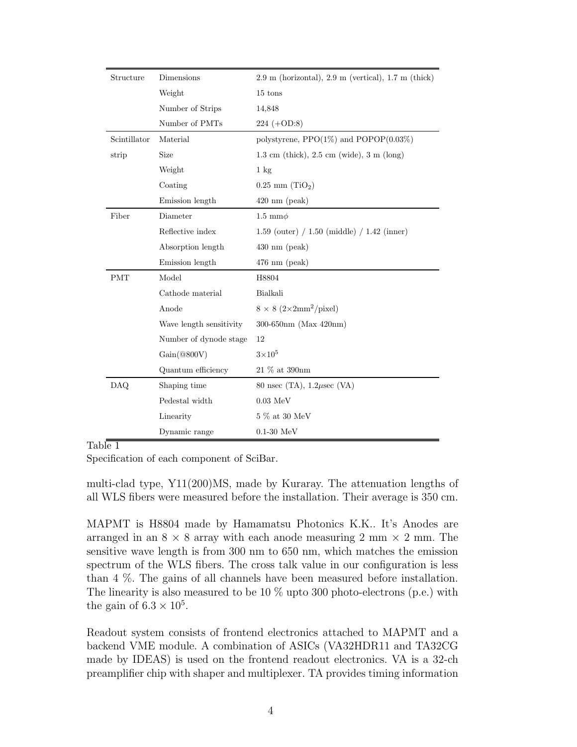| | | |
|---|---|---|
| Structure | Dimensions | 2.9 m (horizontal), 2.9 m (vertical), 1.7 m (thick) |
| | Weight | 15 tons |
| | Number of Strips | 14,848 |
| | Number of PMTs | 224 (+OD:8) |
| Scintillator | Material | polystyrene, PPO(1%) and POPOP(0.03%) |
| strip | Size | 1.3 cm (thick), 2.5 cm (wide), 3 m (long) |
| | Weight | 1 kg |
| | Coating | 0.25 mm ($TiO_2$) |
| | Emission length | 420 nm (peak) |
| Fiber | Diameter | 1.5 mm$\phi$ |
| | Reflective index | 1.59 (outer) / 1.50 (middle) / 1.42 (inner) |
| | Absorption length | 430 nm (peak) |
| | Emission length | 476 nm (peak) |
| PMT | Model | H8804 |
| | Cathode material | Bialkali |
| | Anode | $8 \times 8$ ($2{\times}2\text{mm}^2$/pixel) |
| | Wave length sensitivity | 300-650nm (Max 420nm) |
| | Number of dynode stage | 12 |
| | Gain(@800V) | $3{\times}10^5$ |
| | Quantum efficiency | 21 % at 390nm |
| DAQ | Shaping time | 80 nsec (TA), 1.2$\mu$sec (VA) |
| | Pedestal width | 0.03 MeV |
| | Linearity | 5 % at 30 MeV |
| | Dynamic range | 0.1-30 MeV |

Table 1
Specification of each component of SciBar.

multi-clad type, Y11(200)MS, made by Kuraray. The attenuation lengths of all WLS fibers were measured before the installation. Their average is 350 cm.

MAPMT is H8804 made by Hamamatsu Photonics K.K.. It's Anodes are arranged in an $8 \times 8$ array with each anode measuring 2 mm $\times$ 2 mm. The sensitive wave length is from 300 nm to 650 nm, which matches the emission spectrum of the WLS fibers. The cross talk value in our configuration is less than 4 %. The gains of all channels have been measured before installation. The linearity is also measured to be 10 % upto 300 photo-electrons (p.e.) with the gain of $6.3 \times 10^5$.

Readout system consists of frontend electronics attached to MAPMT and a backend VME module. A combination of ASICs (VA32HDR11 and TA32CG made by IDEAS) is used on the frontend readout electronics. VA is a 32-ch preamplifier chip with shaper and multiplexer. TA provides timing information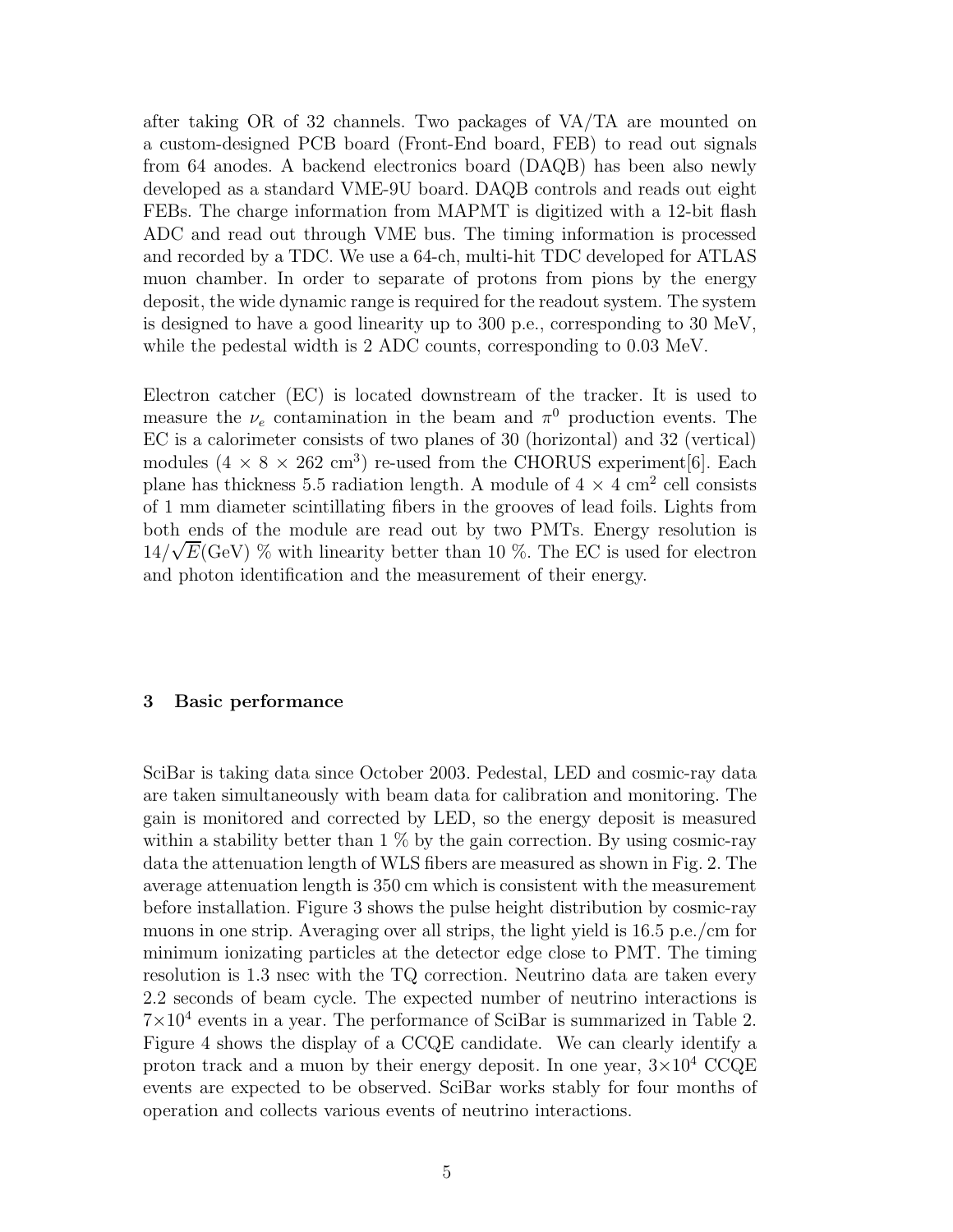after taking OR of 32 channels. Two packages of VA/TA are mounted on a custom-designed PCB board (Front-End board, FEB) to read out signals from 64 anodes. A backend electronics board (DAQB) has been also newly developed as a standard VME-9U board. DAQB controls and reads out eight FEBs. The charge information from MAPMT is digitized with a 12-bit flash ADC and read out through VME bus. The timing information is processed and recorded by a TDC. We use a 64-ch, multi-hit TDC developed for ATLAS muon chamber. In order to separate of protons from pions by the energy deposit, the wide dynamic range is required for the readout system. The system is designed to have a good linearity up to 300 p.e., corresponding to 30 MeV, while the pedestal width is 2 ADC counts, corresponding to 0.03 MeV.

Electron catcher (EC) is located downstream of the tracker. It is used to measure the $\nu_e$ contamination in the beam and $\pi^0$ production events. The EC is a calorimeter consists of two planes of 30 (horizontal) and 32 (vertical) modules ($4 \times 8 \times 262$ cm$^3$) re-used from the CHORUS experiment[6]. Each plane has thickness 5.5 radiation length. A module of $4 \times 4$ cm$^2$ cell consists of 1 mm diameter scintillating fibers in the grooves of lead foils. Lights from both ends of the module are read out by two PMTs. Energy resolution is $14/\sqrt{E}$(GeV) % with linearity better than 10 %. The EC is used for electron and photon identification and the measurement of their energy.

## 3 Basic performance

SciBar is taking data since October 2003. Pedestal, LED and cosmic-ray data are taken simultaneously with beam data for calibration and monitoring. The gain is monitored and corrected by LED, so the energy deposit is measured within a stability better than 1 % by the gain correction. By using cosmic-ray data the attenuation length of WLS fibers are measured as shown in Fig. 2. The average attenuation length is 350 cm which is consistent with the measurement before installation. Figure 3 shows the pulse height distribution by cosmic-ray muons in one strip. Averaging over all strips, the light yield is 16.5 p.e./cm for minimum ionizating particles at the detector edge close to PMT. The timing resolution is 1.3 nsec with the TQ correction. Neutrino data are taken every 2.2 seconds of beam cycle. The expected number of neutrino interactions is $7\times10^4$ events in a year. The performance of SciBar is summarized in Table 2. Figure 4 shows the display of a CCQE candidate. We can clearly identify a proton track and a muon by their energy deposit. In one year, $3\times10^4$ CCQE events are expected to be observed. SciBar works stably for four months of operation and collects various events of neutrino interactions.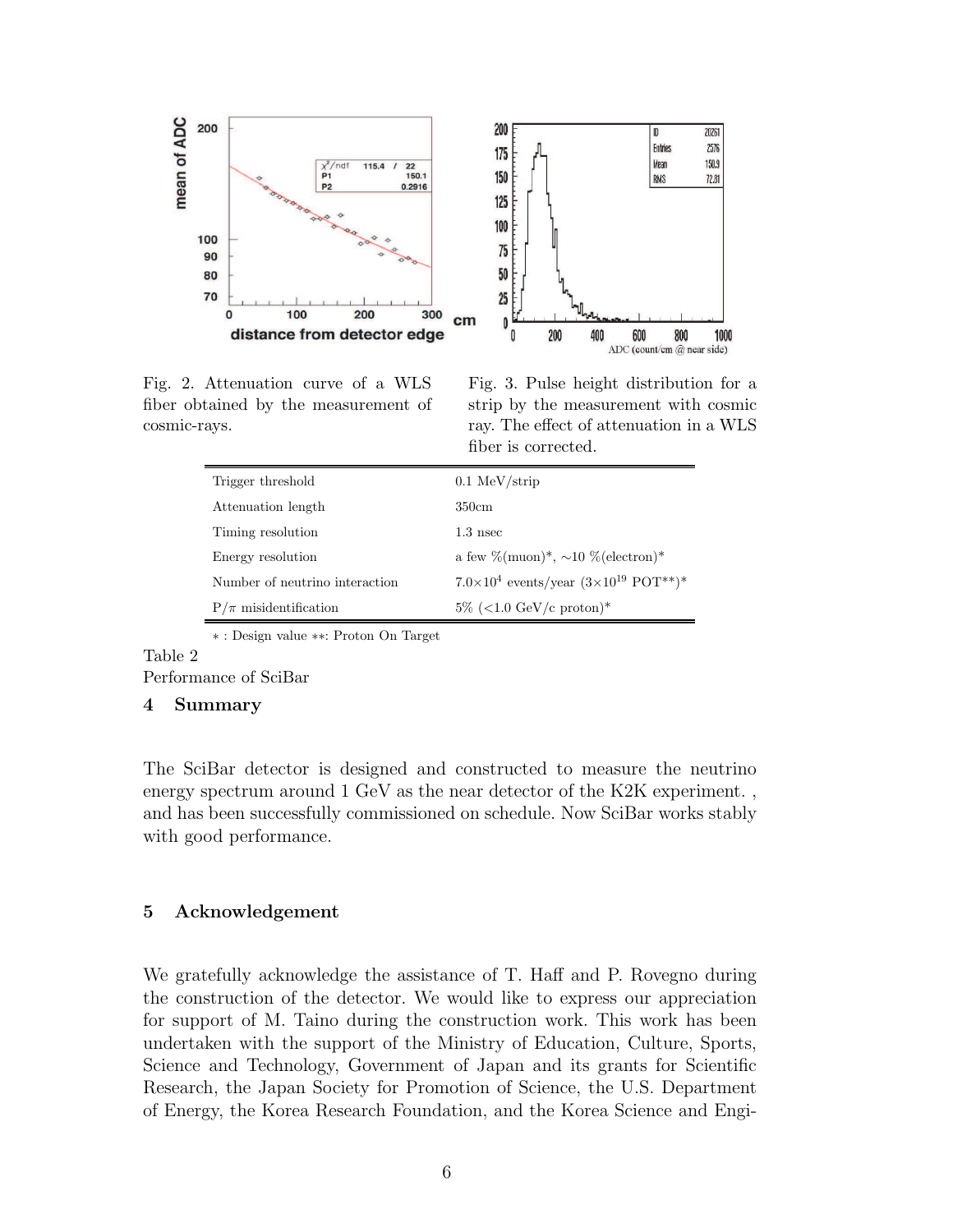Fig. 2. Attenuation curve of a WLS fiber obtained by the measurement of cosmic-rays.

Fig. 3. Pulse height distribution for a strip by the measurement with cosmic ray. The effect of attenuation in a WLS fiber is corrected.

| | |
|---|---|
| Trigger threshold | 0.1 MeV/strip |
| Attenuation length | 350cm |
| Timing resolution | 1.3 nsec |
| Energy resolution | a few %(muon)*, ∼10 %(electron)* |
| Number of neutrino interaction | $7.0\times10^{4}$ events/year ($3\times10^{19}$ POT**)* |
| P/$\pi$ misidentification | 5% (<1.0 GeV/c proton)* |

∗ : Design value ∗∗: Proton On Target

Table 2
Performance of SciBar

## 4 Summary

The SciBar detector is designed and constructed to measure the neutrino energy spectrum around 1 GeV as the near detector of the K2K experiment. , and has been successfully commissioned on schedule. Now SciBar works stably with good performance.

## 5 Acknowledgement

We gratefully acknowledge the assistance of T. Haff and P. Rovegno during the construction of the detector. We would like to express our appreciation for support of M. Taino during the construction work. This work has been undertaken with the support of the Ministry of Education, Culture, Sports, Science and Technology, Government of Japan and its grants for Scientific Research, the Japan Society for Promotion of Science, the U.S. Department of Energy, the Korea Research Foundation, and the Korea Science and Engi-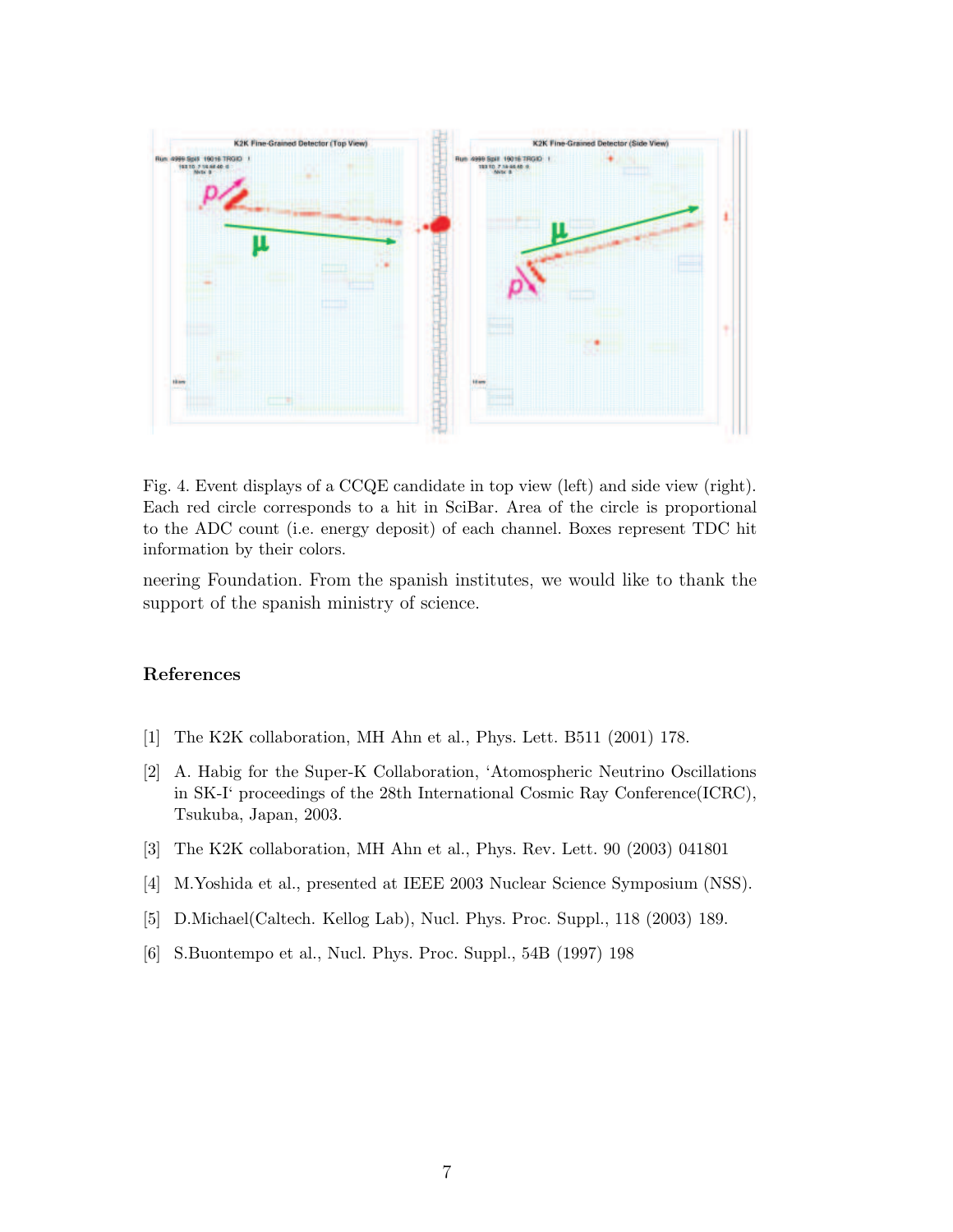Fig. 4. Event displays of a CCQE candidate in top view (left) and side view (right). Each red circle corresponds to a hit in SciBar. Area of the circle is proportional to the ADC count (i.e. energy deposit) of each channel. Boxes represent TDC hit information by their colors.

neering Foundation. From the spanish institutes, we would like to thank the support of the spanish ministry of science.

## References

[1] The K2K collaboration, MH Ahn et al., Phys. Lett. B511 (2001) 178.

[2] A. Habig for the Super-K Collaboration, 'Atomospheric Neutrino Oscillations in SK-I' proceedings of the 28th International Cosmic Ray Conference(ICRC), Tsukuba, Japan, 2003.

[3] The K2K collaboration, MH Ahn et al., Phys. Rev. Lett. 90 (2003) 041801

[4] M.Yoshida et al., presented at IEEE 2003 Nuclear Science Symposium (NSS).

[5] D.Michael(Caltech. Kellog Lab), Nucl. Phys. Proc. Suppl., 118 (2003) 189.

[6] S.Buontempo et al., Nucl. Phys. Proc. Suppl., 54B (1997) 198